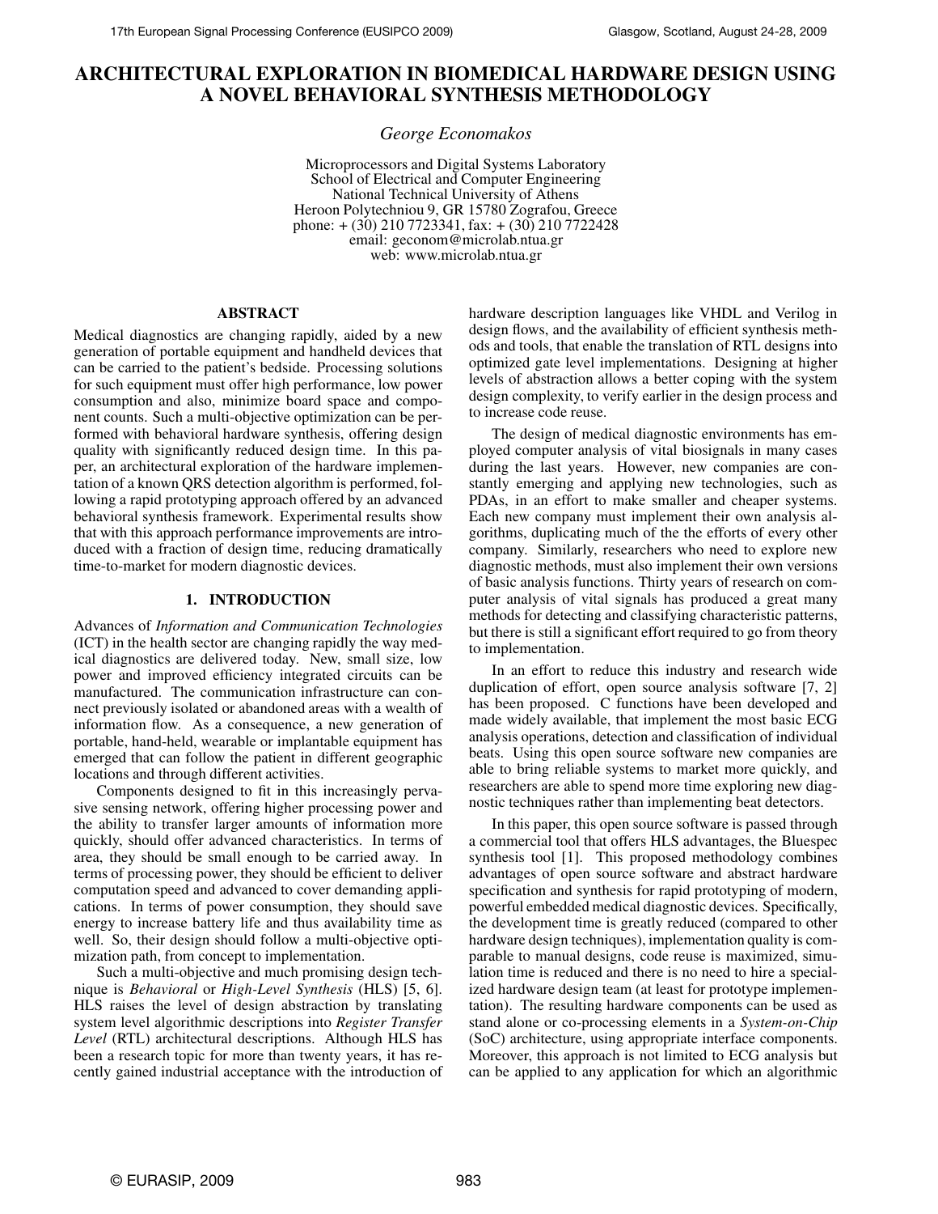# ARCHITECTURAL EXPLORATION IN BIOMEDICAL HARDWARE DESIGN USING A NOVEL BEHAVIORAL SYNTHESIS METHODOLOGY

*George Economakos*

Microprocessors and Digital Systems Laboratory
School of Electrical and Computer Engineering
National Technical University of Athens
Heroon Polytechniou 9, GR 15780 Zografou, Greece
phone: + (30) 210 7723341, fax: + (30) 210 7722428
email: geconom@microlab.ntua.gr
web: www.microlab.ntua.gr

## ABSTRACT

Medical diagnostics are changing rapidly, aided by a new generation of portable equipment and handheld devices that can be carried to the patient's bedside. Processing solutions for such equipment must offer high performance, low power consumption and also, minimize board space and component counts. Such a multi-objective optimization can be performed with behavioral hardware synthesis, offering design quality with significantly reduced design time. In this paper, an architectural exploration of the hardware implementation of a known QRS detection algorithm is performed, following a rapid prototyping approach offered by an advanced behavioral synthesis framework. Experimental results show that with this approach performance improvements are introduced with a fraction of design time, reducing dramatically time-to-market for modern diagnostic devices.

## 1. INTRODUCTION

Advances of *Information and Communication Technologies* (ICT) in the health sector are changing rapidly the way medical diagnostics are delivered today. New, small size, low power and improved efficiency integrated circuits can be manufactured. The communication infrastructure can connect previously isolated or abandoned areas with a wealth of information flow. As a consequence, a new generation of portable, hand-held, wearable or implantable equipment has emerged that can follow the patient in different geographic locations and through different activities.

Components designed to fit in this increasingly pervasive sensing network, offering higher processing power and the ability to transfer larger amounts of information more quickly, should offer advanced characteristics. In terms of area, they should be small enough to be carried away. In terms of processing power, they should be efficient to deliver computation speed and advanced to cover demanding applications. In terms of power consumption, they should save energy to increase battery life and thus availability time as well. So, their design should follow a multi-objective optimization path, from concept to implementation.

Such a multi-objective and much promising design technique is *Behavioral* or *High-Level Synthesis* (HLS) [5, 6]. HLS raises the level of design abstraction by translating system level algorithmic descriptions into *Register Transfer Level* (RTL) architectural descriptions. Although HLS has been a research topic for more than twenty years, it has recently gained industrial acceptance with the introduction of hardware description languages like VHDL and Verilog in design flows, and the availability of efficient synthesis methods and tools, that enable the translation of RTL designs into optimized gate level implementations. Designing at higher levels of abstraction allows a better coping with the system design complexity, to verify earlier in the design process and to increase code reuse.

The design of medical diagnostic environments has employed computer analysis of vital biosignals in many cases during the last years. However, new companies are constantly emerging and applying new technologies, such as PDAs, in an effort to make smaller and cheaper systems. Each new company must implement their own analysis algorithms, duplicating much of the the efforts of every other company. Similarly, researchers who need to explore new diagnostic methods, must also implement their own versions of basic analysis functions. Thirty years of research on computer analysis of vital signals has produced a great many methods for detecting and classifying characteristic patterns, but there is still a significant effort required to go from theory to implementation.

In an effort to reduce this industry and research wide duplication of effort, open source analysis software [7, 2] has been proposed. C functions have been developed and made widely available, that implement the most basic ECG analysis operations, detection and classification of individual beats. Using this open source software new companies are able to bring reliable systems to market more quickly, and researchers are able to spend more time exploring new diagnostic techniques rather than implementing beat detectors.

In this paper, this open source software is passed through a commercial tool that offers HLS advantages, the Bluespec synthesis tool [1]. This proposed methodology combines advantages of open source software and abstract hardware specification and synthesis for rapid prototyping of modern, powerful embedded medical diagnostic devices. Specifically, the development time is greatly reduced (compared to other hardware design techniques), implementation quality is comparable to manual designs, code reuse is maximized, simulation time is reduced and there is no need to hire a specialized hardware design team (at least for prototype implementation). The resulting hardware components can be used as stand alone or co-processing elements in a *System-on-Chip* (SoC) architecture, using appropriate interface components. Moreover, this approach is not limited to ECG analysis but can be applied to any application for which an algorithmic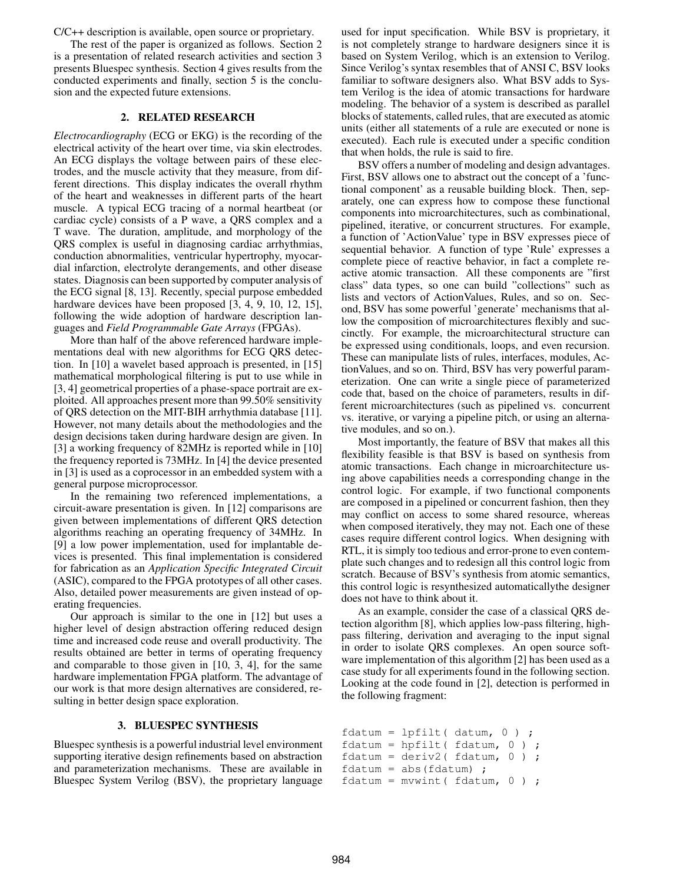C/C++ description is available, open source or proprietary.

The rest of the paper is organized as follows. Section 2 is a presentation of related research activities and section 3 presents Bluespec synthesis. Section 4 gives results from the conducted experiments and finally, section 5 is the conclusion and the expected future extensions.

## 2. RELATED RESEARCH

*Electrocardiography* (ECG or EKG) is the recording of the electrical activity of the heart over time, via skin electrodes. An ECG displays the voltage between pairs of these electrodes, and the muscle activity that they measure, from different directions. This display indicates the overall rhythm of the heart and weaknesses in different parts of the heart muscle. A typical ECG tracing of a normal heartbeat (or cardiac cycle) consists of a P wave, a QRS complex and a T wave. The duration, amplitude, and morphology of the QRS complex is useful in diagnosing cardiac arrhythmias, conduction abnormalities, ventricular hypertrophy, myocardial infarction, electrolyte derangements, and other disease states. Diagnosis can been supported by computer analysis of the ECG signal [8, 13]. Recently, special purpose embedded hardware devices have been proposed [3, 4, 9, 10, 12, 15], following the wide adoption of hardware description languages and *Field Programmable Gate Arrays* (FPGAs).

More than half of the above referenced hardware implementations deal with new algorithms for ECG QRS detection. In [10] a wavelet based approach is presented, in [15] mathematical morphological filtering is put to use while in [3, 4] geometrical properties of a phase-space portrait are exploited. All approaches present more than 99.50% sensitivity of QRS detection on the MIT-BIH arrhythmia database [11]. However, not many details about the methodologies and the design decisions taken during hardware design are given. In [3] a working frequency of 82MHz is reported while in [10] the frequency reported is 73MHz. In [4] the device presented in [3] is used as a coprocessor in an embedded system with a general purpose microprocessor.

In the remaining two referenced implementations, a circuit-aware presentation is given. In [12] comparisons are given between implementations of different QRS detection algorithms reaching an operating frequency of 34MHz. In [9] a low power implementation, used for implantable devices is presented. This final implementation is considered for fabrication as an *Application Specific Integrated Circuit* (ASIC), compared to the FPGA prototypes of all other cases. Also, detailed power measurements are given instead of operating frequencies.

Our approach is similar to the one in [12] but uses a higher level of design abstraction offering reduced design time and increased code reuse and overall productivity. The results obtained are better in terms of operating frequency and comparable to those given in [10, 3, 4], for the same hardware implementation FPGA platform. The advantage of our work is that more design alternatives are considered, resulting in better design space exploration.

## 3. BLUESPEC SYNTHESIS

Bluespec synthesis is a powerful industrial level environment supporting iterative design refinements based on abstraction and parameterization mechanisms. These are available in Bluespec System Verilog (BSV), the proprietary language used for input specification. While BSV is proprietary, it is not completely strange to hardware designers since it is based on System Verilog, which is an extension to Verilog. Since Verilog's syntax resembles that of ANSI C, BSV looks familiar to software designers also. What BSV adds to System Verilog is the idea of atomic transactions for hardware modeling. The behavior of a system is described as parallel blocks of statements, called rules, that are executed as atomic units (either all statements of a rule are executed or none is executed). Each rule is executed under a specific condition that when holds, the rule is said to fire.

BSV offers a number of modeling and design advantages. First, BSV allows one to abstract out the concept of a 'functional component' as a reusable building block. Then, separately, one can express how to compose these functional components into microarchitectures, such as combinational, pipelined, iterative, or concurrent structures. For example, a function of 'ActionValue' type in BSV expresses piece of sequential behavior. A function of type 'Rule' expresses a complete piece of reactive behavior, in fact a complete reactive atomic transaction. All these components are "first class" data types, so one can build "collections" such as lists and vectors of ActionValues, Rules, and so on. Second, BSV has some powerful 'generate' mechanisms that allow the composition of microarchitectures flexibly and succinctly. For example, the microarchitectural structure can be expressed using conditionals, loops, and even recursion. These can manipulate lists of rules, interfaces, modules, ActionValues, and so on. Third, BSV has very powerful parameterization. One can write a single piece of parameterized code that, based on the choice of parameters, results in different microarchitectures (such as pipelined vs. concurrent vs. iterative, or varying a pipeline pitch, or using an alternative modules, and so on.).

Most importantly, the feature of BSV that makes all this flexibility feasible is that BSV is based on synthesis from atomic transactions. Each change in microarchitecture using above capabilities needs a corresponding change in the control logic. For example, if two functional components are composed in a pipelined or concurrent fashion, then they may conflict on access to some shared resource, whereas when composed iteratively, they may not. Each one of these cases require different control logics. When designing with RTL, it is simply too tedious and error-prone to even contemplate such changes and to redesign all this control logic from scratch. Because of BSV's synthesis from atomic semantics, this control logic is resynthesized automaticallythe designer does not have to think about it.

As an example, consider the case of a classical QRS detection algorithm [8], which applies low-pass filtering, high-pass filtering, derivation and averaging to the input signal in order to isolate QRS complexes. An open source software implementation of this algorithm [2] has been used as a case study for all experiments found in the following section. Looking at the code found in [2], detection is performed in the following fragment:

```
fdatum = lpfilt( datum, 0 ) ;
fdatum = hpfilt( fdatum, 0 ) ;
fdatum = deriv2( fdatum, 0 ) ;
fdatum = abs(fdatum) ;
fdatum = mvwint( fdatum, 0 ) ;
```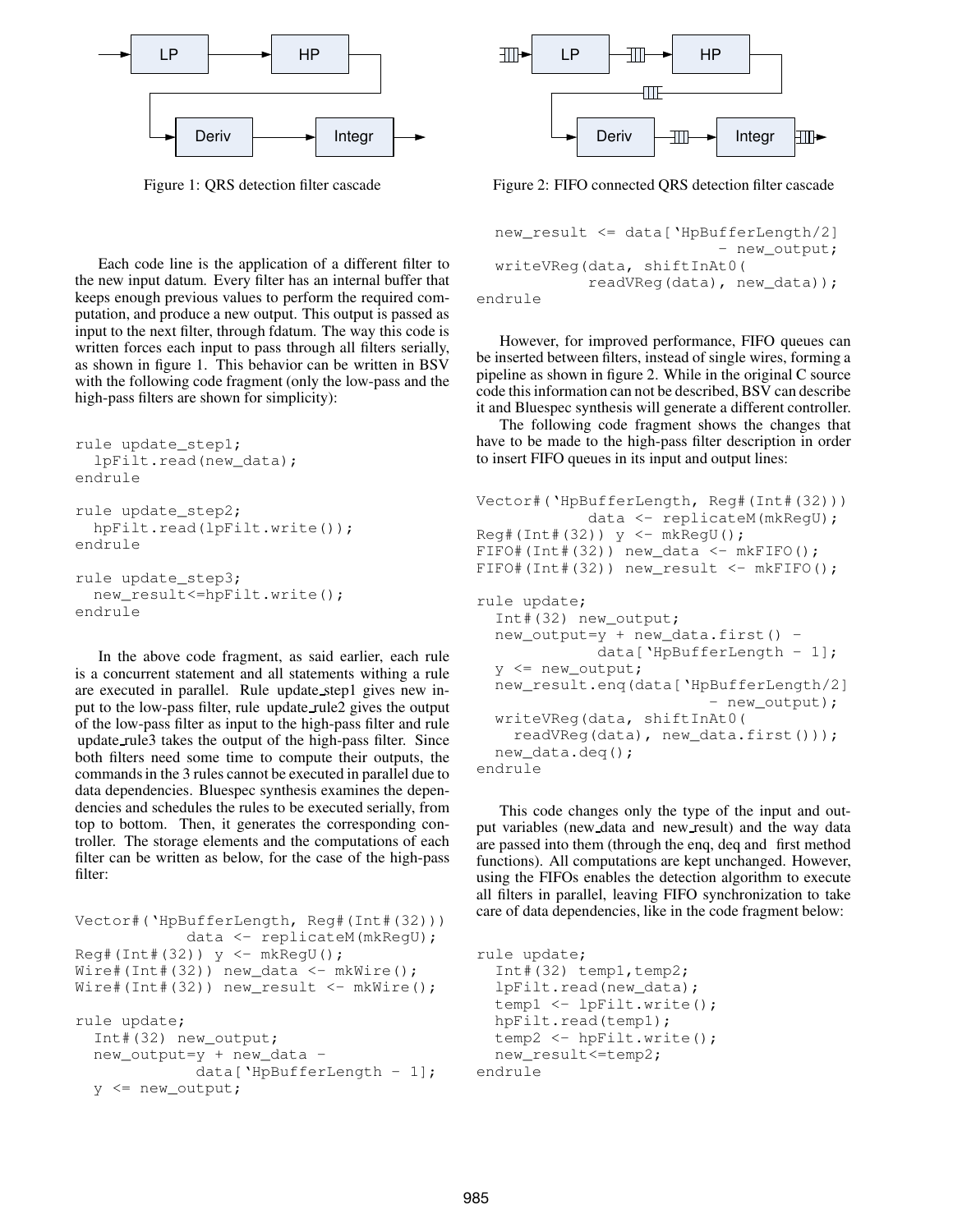Figure 1: QRS detection filter cascade

Figure 2: FIFO connected QRS detection filter cascade

Each code line is the application of a different filter to the new input datum. Every filter has an internal buffer that keeps enough previous values to perform the required computation, and produce a new output. This output is passed as input to the next filter, through fdatum. The way this code is written forces each input to pass through all filters serially, as shown in figure 1. This behavior can be written in BSV with the following code fragment (only the low-pass and the high-pass filters are shown for simplicity):

```
rule update_step1;
  lpFilt.read(new_data);
endrule

rule update_step2;
  hpFilt.read(lpFilt.write());
endrule

rule update_step3;
  new_result<=hpFilt.write();
endrule
```

In the above code fragment, as said earlier, each rule is a concurrent statement and all statements withing a rule are executed in parallel. Rule update_step1 gives new input to the low-pass filter, rule update_rule2 gives the output of the low-pass filter as input to the high-pass filter and rule update_rule3 takes the output of the high-pass filter. Since both filters need some time to compute their outputs, the commands in the 3 rules cannot be executed in parallel due to data dependencies. Bluespec synthesis examines the dependencies and schedules the rules to be executed serially, from top to bottom. Then, it generates the corresponding controller. The storage elements and the computations of each filter can be written as below, for the case of the high-pass filter:

```
Vector#(`HpBufferLength, Reg#(Int#(32)))
            data <- replicateM(mkRegU);
Reg#(Int#(32)) y <- mkRegU();
Wire#(Int#(32)) new_data <- mkWire();
Wire#(Int#(32)) new_result <- mkWire();

rule update;
  Int#(32) new_output;
  new_output=y + new_data -
             data[`HpBufferLength - 1];
  y <= new_output;
  new_result <= data[`HpBufferLength/2]
                         - new_output;
  writeVReg(data, shiftInAt0(
           readVReg(data), new_data));
endrule
```

However, for improved performance, FIFO queues can be inserted between filters, instead of single wires, forming a pipeline as shown in figure 2. While in the original C source code this information can not be described, BSV can describe it and Bluespec synthesis will generate a different controller.

The following code fragment shows the changes that have to be made to the high-pass filter description in order to insert FIFO queues in its input and output lines:

```
Vector#(`HpBufferLength, Reg#(Int#(32)))
            data <- replicateM(mkRegU);
Reg#(Int#(32)) y <- mkRegU();
FIFO#(Int#(32)) new_data <- mkFIFO();
FIFO#(Int#(32)) new_result <- mkFIFO();

rule update;
  Int#(32) new_output;
  new_output=y + new_data.first() -
             data[`HpBufferLength - 1];
  y <= new_output;
  new_result.enq(data[`HpBufferLength/2]
                        - new_output);
  writeVReg(data, shiftInAt0(
    readVReg(data), new_data.first()));
  new_data.deq();
endrule
```

This code changes only the type of the input and output variables (new_data and new_result) and the way data are passed into them (through the enq, deq and first method functions). All computations are kept unchanged. However, using the FIFOs enables the detection algorithm to execute all filters in parallel, leaving FIFO synchronization to take care of data dependencies, like in the code fragment below:

```
rule update;
  Int#(32) temp1,temp2;
  lpFilt.read(new_data);
  temp1 <- lpFilt.write();
  hpFilt.read(temp1);
  temp2 <- hpFilt.write();
  new_result<=temp2;
endrule
```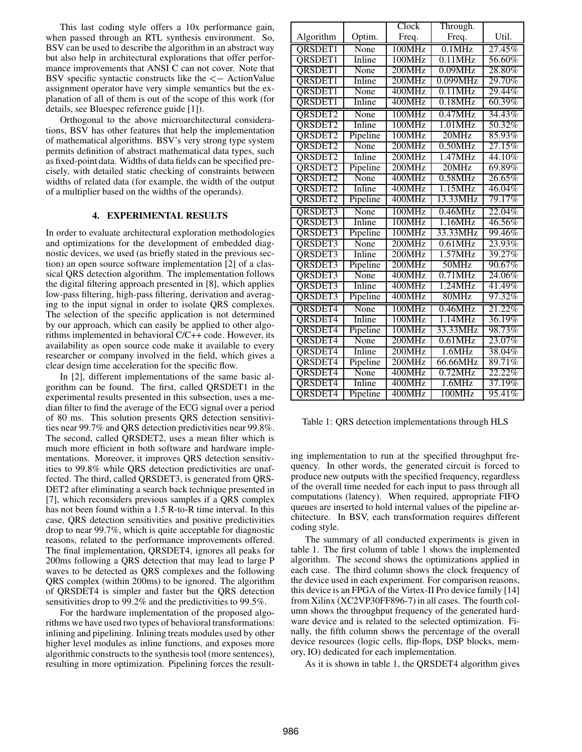This last coding style offers a 10x performance gain, when passed through an RTL synthesis environment. So, BSV can be used to describe the algorithm in an abstract way but also help in architectural explorations that offer performance improvements that ANSI C can not cover. Note that BSV specific syntactic constructs like the <− ActionValue assignment operator have very simple semantics but the explanation of all of them is out of the scope of this work (for details, see Bluespec reference guide [1]).

Orthogonal to the above microarchitectural considerations, BSV has other features that help the implementation of mathematical algorithms. BSV's very strong type system permits definition of abstract mathematical data types, such as fixed-point data. Widths of data fields can be specified precisely, with detailed static checking of constraints between widths of related data (for example, the width of the output of a multiplier based on the widths of the operands).

## 4. EXPERIMENTAL RESULTS

In order to evaluate architectural exploration methodologies and optimizations for the development of embedded diagnostic devices, we used (as briefly stated in the previous section) an open source software implementation [2] of a classical QRS detection algorithm. The implementation follows the digital filtering approach presented in [8], which applies low-pass filtering, high-pass filtering, derivation and averaging to the input signal in order to isolate QRS complexes. The selection of the specific application is not determined by our approach, which can easily be applied to other algorithms implemented in behavioral C/C++ code. However, its availability as open source code make it available to every researcher or company involved in the field, which gives a clear design time acceleration for the specific flow.

In [2], different implementations of the same basic algorithm can be found. The first, called QRSDET1 in the experimental results presented in this subsection, uses a median filter to find the average of the ECG signal over a period of 80 ms. This solution presents QRS detection sensitivities near 99.7% and QRS detection predictivities near 99.8%. The second, called QRSDET2, uses a mean filter which is much more efficient in both software and hardware implementations. Moreover, it improves QRS detection sensitivities to 99.8% while QRS detection predictivities are unaffected. The third, called QRSDET3, is generated from QRSDET2 after eliminating a search back technique presented in [7], which reconsiders previous samples if a QRS complex has not been found within a 1.5 R-to-R time interval. In this case, QRS detection sensitivities and positive predictivities drop to near 99.7%, which is quite acceptable for diagnostic reasons, related to the performance improvements offered. The final implementation, QRSDET4, ignores all peaks for 200ms following a QRS detection that may lead to large P waves to be detected as QRS complexes and the following QRS complex (within 200ms) to be ignored. The algorithm of QRSDET4 is simpler and faster but the QRS detection sensitivities drop to 99.2% and the predictivities to 99.5%.

For the hardware implementation of the proposed algorithms we have used two types of behavioral transformations: inlining and pipelining. Inlining treats modules used by other higher level modules as inline functions, and exposes more algorithmic constructs to the synthesis tool (more sentences), resulting in more optimization. Pipelining forces the resulting implementation to run at the specified throughput frequency. In other words, the generated circuit is forced to produce new outputs with the specified frequency, regardless of the overall time needed for each input to pass through all computations (latency). When required, appropriate FIFO queues are inserted to hold internal values of the pipeline architecture. In BSV, each transformation requires different coding style.

| Algorithm | Optim. | Clock Freq. | Through. Freq. | Util. |
|---|---|---|---|---|
| QRSDET1 | None | 100MHz | 0.1MHz | 27.45% |
| QRSDET1 | Inline | 100MHz | 0.11MHz | 56.60% |
| QRSDET1 | None | 200MHz | 0.09MHz | 28.80% |
| QRSDET1 | Inline | 200MHz | 0.099MHz | 29.70% |
| QRSDET1 | None | 400MHz | 0.11MHz | 29.44% |
| QRSDET1 | Inline | 400MHz | 0.18MHz | 60.39% |
| QRSDET2 | None | 100MHz | 0.47MHz | 34.43% |
| QRSDET2 | Inline | 100MHz | 1.01MHz | 50.32% |
| QRSDET2 | Pipeline | 100MHz | 20MHz | 85.93% |
| QRSDET2 | None | 200MHz | 0.50MHz | 27.15% |
| QRSDET2 | Inline | 200MHz | 1.47MHz | 44.10% |
| QRSDET2 | Pipeline | 200MHz | 20MHz | 69.89% |
| QRSDET2 | None | 400MHz | 0.58MHz | 26.65% |
| QRSDET2 | Inline | 400MHz | 1.15MHz | 46.04% |
| QRSDET2 | Pipeline | 400MHz | 13.33MHz | 79.17% |
| QRSDET3 | None | 100MHz | 0.46MHz | 22.04% |
| QRSDET3 | Inline | 100MHz | 1.16MHz | 46.56% |
| QRSDET3 | Pipeline | 100MHz | 33.33MHz | 99.46% |
| QRSDET3 | None | 200MHz | 0.61MHz | 23.93% |
| QRSDET3 | Inline | 200MHz | 1.57MHz | 39.27% |
| QRSDET3 | Pipeline | 200MHz | 50MHz | 90.67% |
| QRSDET3 | None | 400MHz | 0.71MHz | 24.06% |
| QRSDET3 | Inline | 400MHz | 1.24MHz | 41.49% |
| QRSDET3 | Pipeline | 400MHz | 80MHz | 97.32% |
| QRSDET4 | None | 100MHz | 0.46MHz | 21.22% |
| QRSDET4 | Inline | 100MHz | 1.14MHz | 36.19% |
| QRSDET4 | Pipeline | 100MHz | 33.33MHz | 98.73% |
| QRSDET4 | None | 200MHz | 0.61MHz | 23.07% |
| QRSDET4 | Inline | 200MHz | 1.6MHz | 38.04% |
| QRSDET4 | Pipeline | 200MHz | 66.66MHz | 89.71% |
| QRSDET4 | None | 400MHz | 0.72MHz | 22.22% |
| QRSDET4 | Inline | 400MHz | 1.6MHz | 37.19% |
| QRSDET4 | Pipeline | 400MHz | 100MHz | 95.41% |

Table 1: QRS detection implementations through HLS

The summary of all conducted experiments is given in table 1. The first column of table 1 shows the implemented algorithm. The second shows the optimizations applied in each case. The third column shows the clock frequency of the device used in each experiment. For comparison reasons, this device is an FPGA of the Virtex-II Pro device family [14] from Xilinx (XC2VP30FF896-7) in all cases. The fourth column shows the throughput frequency of the generated hardware device and is related to the selected optimization. Finally, the fifth column shows the percentage of the overall device resources (logic cells, flip-flops, DSP blocks, memory, IO) dedicated for each implementation.

As it is shown in table 1, the QRSDET4 algorithm gives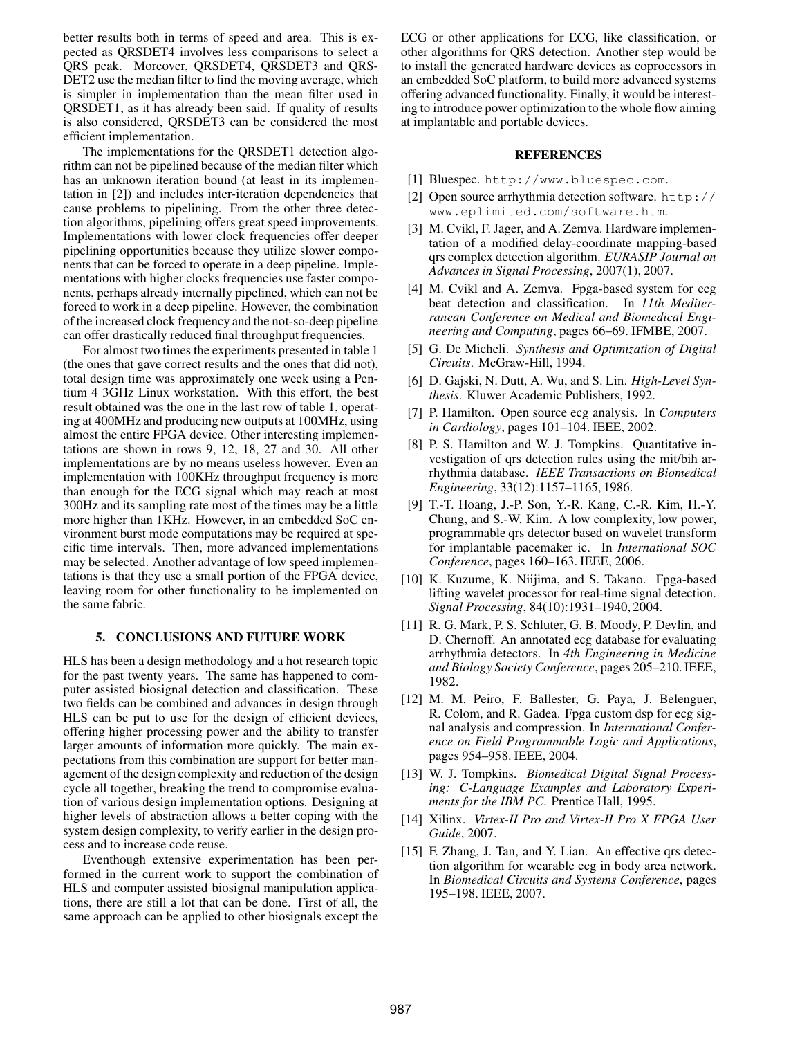better results both in terms of speed and area. This is expected as QRSDET4 involves less comparisons to select a QRS peak. Moreover, QRSDET4, QRSDET3 and QRSDET2 use the median filter to find the moving average, which is simpler in implementation than the mean filter used in QRSDET1, as it has already been said. If quality of results is also considered, QRSDET3 can be considered the most efficient implementation.

The implementations for the QRSDET1 detection algorithm can not be pipelined because of the median filter which has an unknown iteration bound (at least in its implementation in [2]) and includes inter-iteration dependencies that cause problems to pipelining. From the other three detection algorithms, pipelining offers great speed improvements. Implementations with lower clock frequencies offer deeper pipelining opportunities because they utilize slower components that can be forced to operate in a deep pipeline. Implementations with higher clocks frequencies use faster components, perhaps already internally pipelined, which can not be forced to work in a deep pipeline. However, the combination of the increased clock frequency and the not-so-deep pipeline can offer drastically reduced final throughput frequencies.

For almost two times the experiments presented in table 1 (the ones that gave correct results and the ones that did not), total design time was approximately one week using a Pentium 4 3GHz Linux workstation. With this effort, the best result obtained was the one in the last row of table 1, operating at 400MHz and producing new outputs at 100MHz, using almost the entire FPGA device. Other interesting implementations are shown in rows 9, 12, 18, 27 and 30. All other implementations are by no means useless however. Even an implementation with 100KHz throughput frequency is more than enough for the ECG signal which may reach at most 300Hz and its sampling rate most of the times may be a little more higher than 1KHz. However, in an embedded SoC environment burst mode computations may be required at specific time intervals. Then, more advanced implementations may be selected. Another advantage of low speed implementations is that they use a small portion of the FPGA device, leaving room for other functionality to be implemented on the same fabric.

## 5. CONCLUSIONS AND FUTURE WORK

HLS has been a design methodology and a hot research topic for the past twenty years. The same has happened to computer assisted biosignal detection and classification. These two fields can be combined and advances in design through HLS can be put to use for the design of efficient devices, offering higher processing power and the ability to transfer larger amounts of information more quickly. The main expectations from this combination are support for better management of the design complexity and reduction of the design cycle all together, breaking the trend to compromise evaluation of various design implementation options. Designing at higher levels of abstraction allows a better coping with the system design complexity, to verify earlier in the design process and to increase code reuse.

Eventhough extensive experimentation has been performed in the current work to support the combination of HLS and computer assisted biosignal manipulation applications, there are still a lot that can be done. First of all, the same approach can be applied to other biosignals except the ECG or other applications for ECG, like classification, or other algorithms for QRS detection. Another step would be to install the generated hardware devices as coprocessors in an embedded SoC platform, to build more advanced systems offering advanced functionality. Finally, it would be interesting to introduce power optimization to the whole flow aiming at implantable and portable devices.

## REFERENCES

[1] Bluespec. http://www.bluespec.com.

[2] Open source arrhythmia detection software. http://www.eplimited.com/software.htm.

[3] M. Cvikl, F. Jager, and A. Zemva. Hardware implementation of a modified delay-coordinate mapping-based qrs complex detection algorithm. *EURASIP Journal on Advances in Signal Processing*, 2007(1), 2007.

[4] M. Cvikl and A. Zemva. Fpga-based system for ecg beat detection and classification. In *11th Mediterranean Conference on Medical and Biomedical Engineering and Computing*, pages 66–69. IFMBE, 2007.

[5] G. De Micheli. *Synthesis and Optimization of Digital Circuits*. McGraw-Hill, 1994.

[6] D. Gajski, N. Dutt, A. Wu, and S. Lin. *High-Level Synthesis*. Kluwer Academic Publishers, 1992.

[7] P. Hamilton. Open source ecg analysis. In *Computers in Cardiology*, pages 101–104. IEEE, 2002.

[8] P. S. Hamilton and W. J. Tompkins. Quantitative investigation of qrs detection rules using the mit/bih arrhythmia database. *IEEE Transactions on Biomedical Engineering*, 33(12):1157–1165, 1986.

[9] T.-T. Hoang, J.-P. Son, Y.-R. Kang, C.-R. Kim, H.-Y. Chung, and S.-W. Kim. A low complexity, low power, programmable qrs detector based on wavelet transform for implantable pacemaker ic. In *International SOC Conference*, pages 160–163. IEEE, 2006.

[10] K. Kuzume, K. Niijima, and S. Takano. Fpga-based lifting wavelet processor for real-time signal detection. *Signal Processing*, 84(10):1931–1940, 2004.

[11] R. G. Mark, P. S. Schluter, G. B. Moody, P. Devlin, and D. Chernoff. An annotated ecg database for evaluating arrhythmia detectors. In *4th Engineering in Medicine and Biology Society Conference*, pages 205–210. IEEE, 1982.

[12] M. M. Peiro, F. Ballester, G. Paya, J. Belenguer, R. Colom, and R. Gadea. Fpga custom dsp for ecg signal analysis and compression. In *International Conference on Field Programmable Logic and Applications*, pages 954–958. IEEE, 2004.

[13] W. J. Tompkins. *Biomedical Digital Signal Processing: C-Language Examples and Laboratory Experiments for the IBM PC*. Prentice Hall, 1995.

[14] Xilinx. *Virtex-II Pro and Virtex-II Pro X FPGA User Guide*, 2007.

[15] F. Zhang, J. Tan, and Y. Lian. An effective qrs detection algorithm for wearable ecg in body area network. In *Biomedical Circuits and Systems Conference*, pages 195–198. IEEE, 2007.